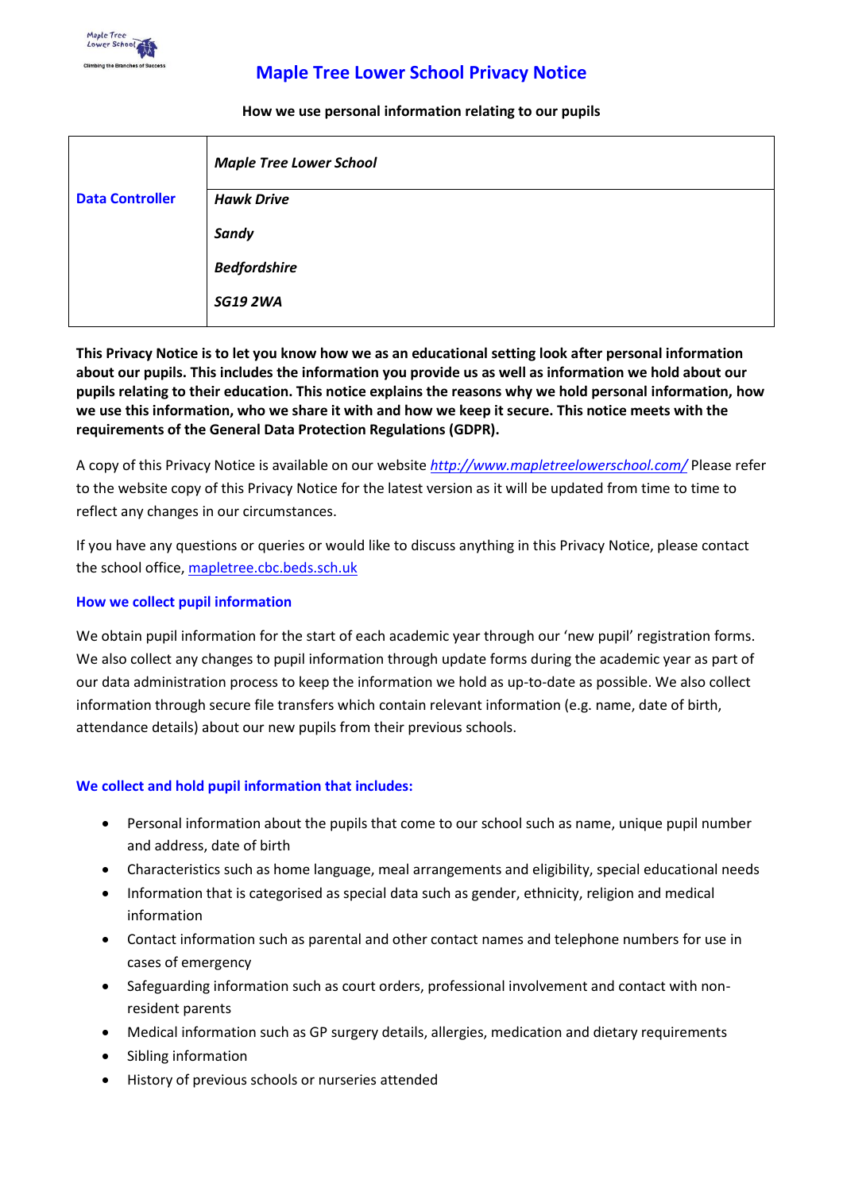# Maple Tree Lower School Privacy Notice

**How we use personal information relating to our pupils**

| Data Controller | ***Maple Tree Lower School*** |
|---|---|
| | ***Hawk Drive***<br>***Sandy***<br>***Bedfordshire***<br>***SG19 2WA*** |

**This Privacy Notice is to let you know how we as an educational setting look after personal information about our pupils. This includes the information you provide us as well as information we hold about our pupils relating to their education. This notice explains the reasons why we hold personal information, how we use this information, who we share it with and how we keep it secure. This notice meets with the requirements of the General Data Protection Regulations (GDPR).**

A copy of this Privacy Notice is available on our website *http://www.mapletreelowerschool.com/* Please refer to the website copy of this Privacy Notice for the latest version as it will be updated from time to time to reflect any changes in our circumstances.

If you have any questions or queries or would like to discuss anything in this Privacy Notice, please contact the school office, mapletree.cbc.beds.sch.uk

### How we collect pupil information

We obtain pupil information for the start of each academic year through our 'new pupil' registration forms. We also collect any changes to pupil information through update forms during the academic year as part of our data administration process to keep the information we hold as up-to-date as possible. We also collect information through secure file transfers which contain relevant information (e.g. name, date of birth, attendance details) about our new pupils from their previous schools.

### We collect and hold pupil information that includes:

- Personal information about the pupils that come to our school such as name, unique pupil number and address, date of birth
- Characteristics such as home language, meal arrangements and eligibility, special educational needs
- Information that is categorised as special data such as gender, ethnicity, religion and medical information
- Contact information such as parental and other contact names and telephone numbers for use in cases of emergency
- Safeguarding information such as court orders, professional involvement and contact with non-resident parents
- Medical information such as GP surgery details, allergies, medication and dietary requirements
- Sibling information
- History of previous schools or nurseries attended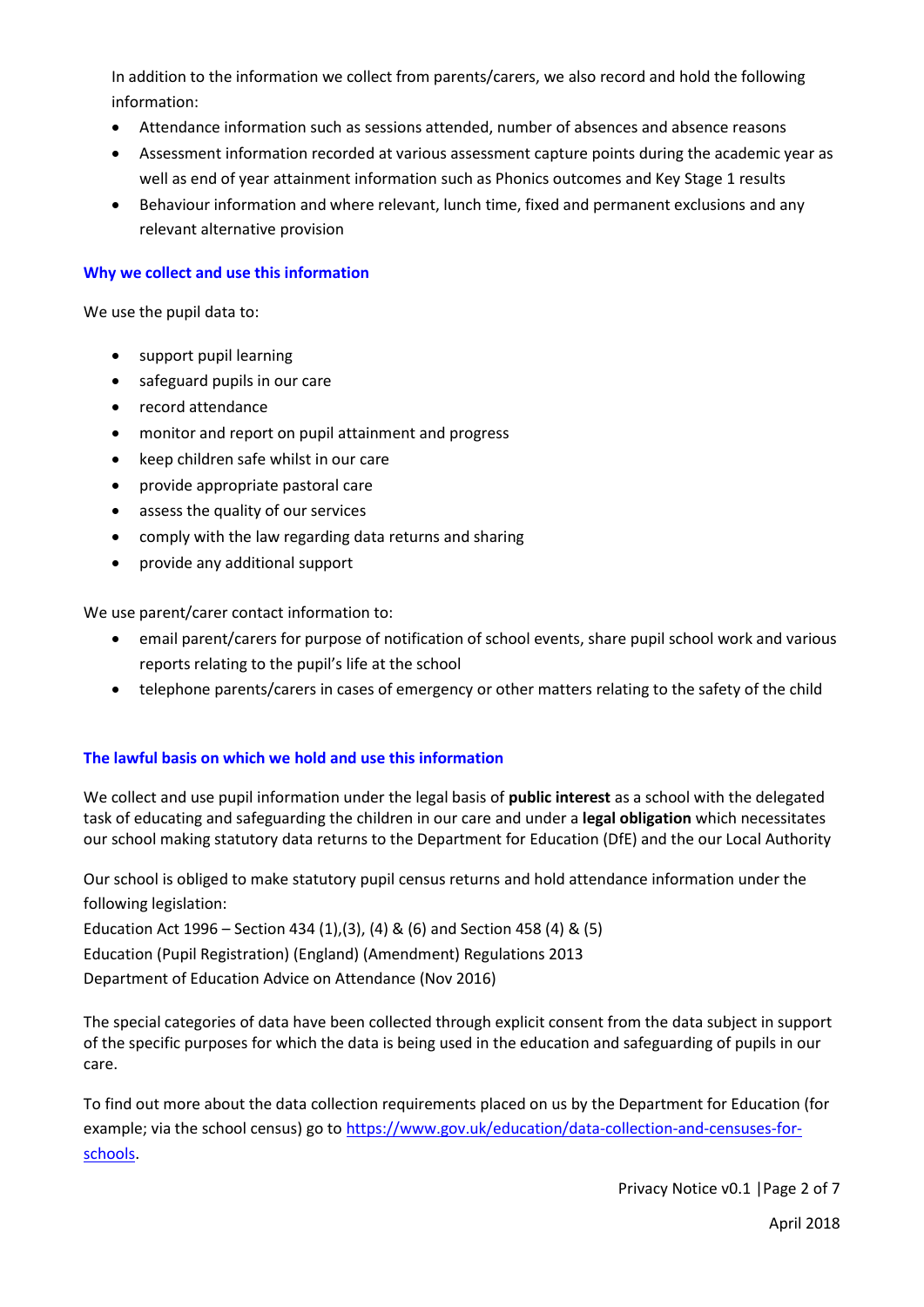In addition to the information we collect from parents/carers, we also record and hold the following information:

- Attendance information such as sessions attended, number of absences and absence reasons
- Assessment information recorded at various assessment capture points during the academic year as well as end of year attainment information such as Phonics outcomes and Key Stage 1 results
- Behaviour information and where relevant, lunch time, fixed and permanent exclusions and any relevant alternative provision

### Why we collect and use this information

We use the pupil data to:

- support pupil learning
- safeguard pupils in our care
- record attendance
- monitor and report on pupil attainment and progress
- keep children safe whilst in our care
- provide appropriate pastoral care
- assess the quality of our services
- comply with the law regarding data returns and sharing
- provide any additional support

We use parent/carer contact information to:

- email parent/carers for purpose of notification of school events, share pupil school work and various reports relating to the pupil's life at the school
- telephone parents/carers in cases of emergency or other matters relating to the safety of the child

### The lawful basis on which we hold and use this information

We collect and use pupil information under the legal basis of **public interest** as a school with the delegated task of educating and safeguarding the children in our care and under a **legal obligation** which necessitates our school making statutory data returns to the Department for Education (DfE) and the our Local Authority

Our school is obliged to make statutory pupil census returns and hold attendance information under the following legislation:
Education Act 1996 – Section 434 (1),(3), (4) & (6) and Section 458 (4) & (5)
Education (Pupil Registration) (England) (Amendment) Regulations 2013
Department of Education Advice on Attendance (Nov 2016)

The special categories of data have been collected through explicit consent from the data subject in support of the specific purposes for which the data is being used in the education and safeguarding of pupils in our care.

To find out more about the data collection requirements placed on us by the Department for Education (for example; via the school census) go to [https://www.gov.uk/education/data-collection-and-censuses-for-schools](https://www.gov.uk/education/data-collection-and-censuses-for-schools).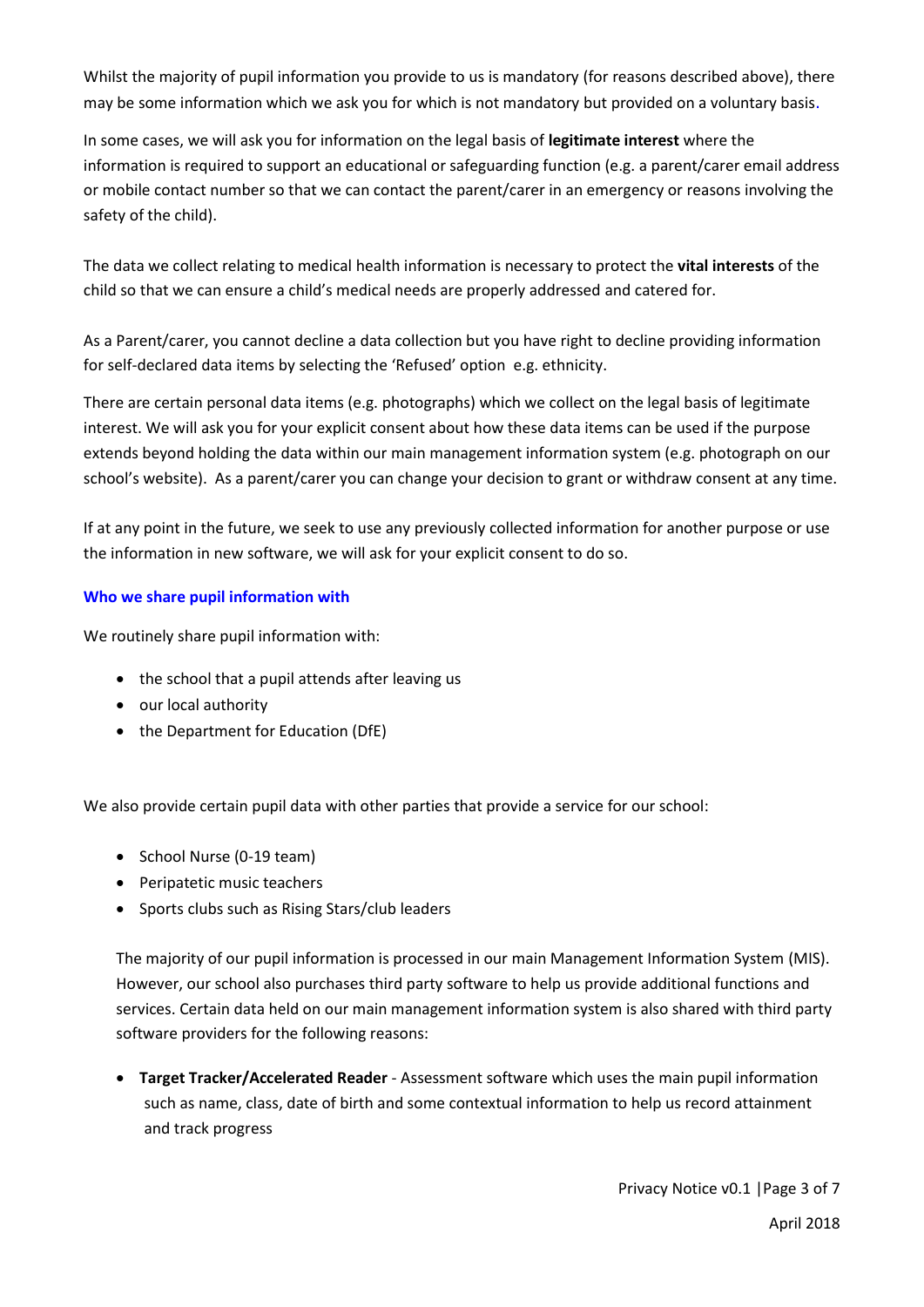Whilst the majority of pupil information you provide to us is mandatory (for reasons described above), there may be some information which we ask you for which is not mandatory but provided on a voluntary basis.

In some cases, we will ask you for information on the legal basis of **legitimate interest** where the information is required to support an educational or safeguarding function (e.g. a parent/carer email address or mobile contact number so that we can contact the parent/carer in an emergency or reasons involving the safety of the child).

The data we collect relating to medical health information is necessary to protect the **vital interests** of the child so that we can ensure a child's medical needs are properly addressed and catered for.

As a Parent/carer, you cannot decline a data collection but you have right to decline providing information for self-declared data items by selecting the 'Refused' option e.g. ethnicity.

There are certain personal data items (e.g. photographs) which we collect on the legal basis of legitimate interest. We will ask you for your explicit consent about how these data items can be used if the purpose extends beyond holding the data within our main management information system (e.g. photograph on our school's website). As a parent/carer you can change your decision to grant or withdraw consent at any time.

If at any point in the future, we seek to use any previously collected information for another purpose or use the information in new software, we will ask for your explicit consent to do so.

## Who we share pupil information with

We routinely share pupil information with:

- the school that a pupil attends after leaving us
- our local authority
- the Department for Education (DfE)

We also provide certain pupil data with other parties that provide a service for our school:

- School Nurse (0-19 team)
- Peripatetic music teachers
- Sports clubs such as Rising Stars/club leaders

The majority of our pupil information is processed in our main Management Information System (MIS). However, our school also purchases third party software to help us provide additional functions and services. Certain data held on our main management information system is also shared with third party software providers for the following reasons:

- **Target Tracker/Accelerated Reader** - Assessment software which uses the main pupil information such as name, class, date of birth and some contextual information to help us record attainment and track progress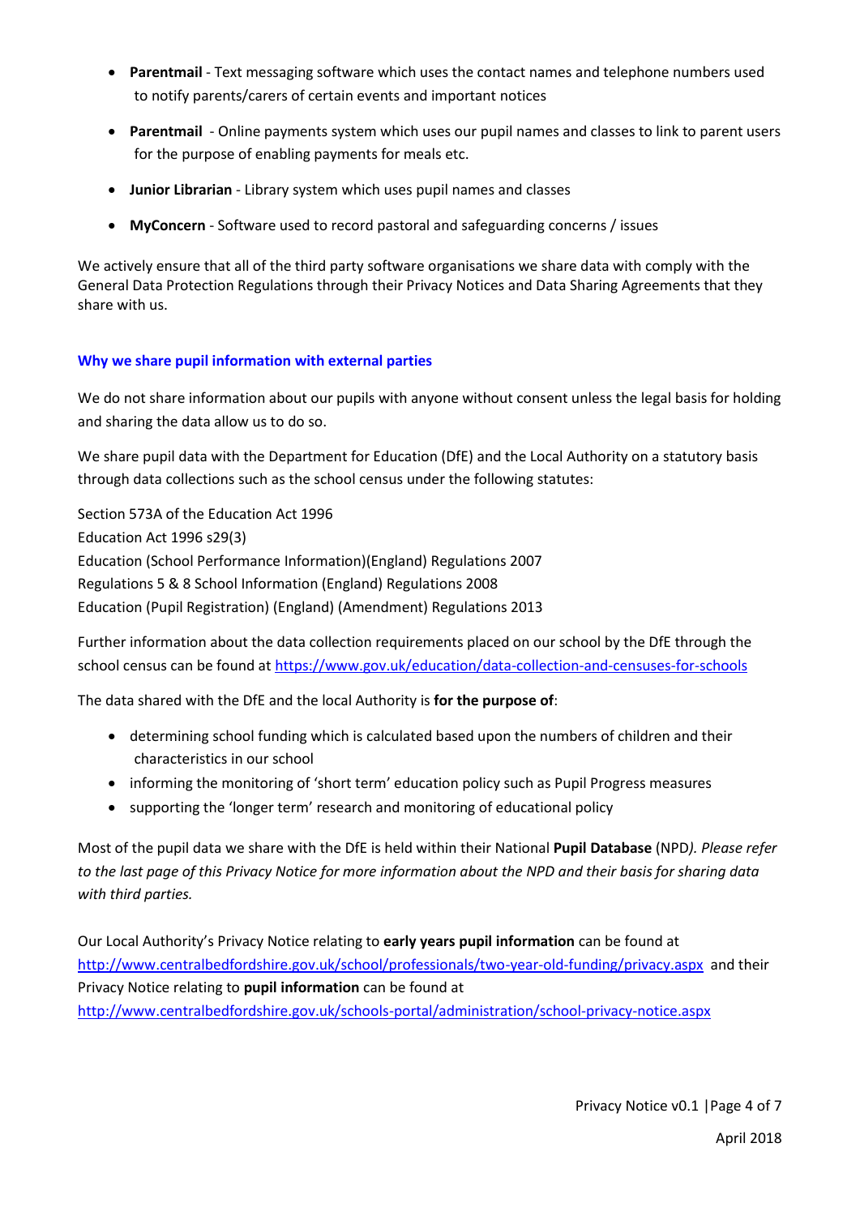- **Parentmail** - Text messaging software which uses the contact names and telephone numbers used to notify parents/carers of certain events and important notices
- **Parentmail** - Online payments system which uses our pupil names and classes to link to parent users for the purpose of enabling payments for meals etc.
- **Junior Librarian** - Library system which uses pupil names and classes
- **MyConcern** - Software used to record pastoral and safeguarding concerns / issues

We actively ensure that all of the third party software organisations we share data with comply with the General Data Protection Regulations through their Privacy Notices and Data Sharing Agreements that they share with us.

### Why we share pupil information with external parties

We do not share information about our pupils with anyone without consent unless the legal basis for holding and sharing the data allow us to do so.

We share pupil data with the Department for Education (DfE) and the Local Authority on a statutory basis through data collections such as the school census under the following statutes:

Section 573A of the Education Act 1996
Education Act 1996 s29(3)
Education (School Performance Information)(England) Regulations 2007
Regulations 5 & 8 School Information (England) Regulations 2008
Education (Pupil Registration) (England) (Amendment) Regulations 2013

Further information about the data collection requirements placed on our school by the DfE through the school census can be found at https://www.gov.uk/education/data-collection-and-censuses-for-schools

The data shared with the DfE and the local Authority is **for the purpose of**:

- determining school funding which is calculated based upon the numbers of children and their characteristics in our school
- informing the monitoring of 'short term' education policy such as Pupil Progress measures
- supporting the 'longer term' research and monitoring of educational policy

Most of the pupil data we share with the DfE is held within their National **Pupil Database** (NPD*). Please refer to the last page of this Privacy Notice for more information about the NPD and their basis for sharing data with third parties.*

Our Local Authority's Privacy Notice relating to **early years pupil information** can be found at http://www.centralbedfordshire.gov.uk/school/professionals/two-year-old-funding/privacy.aspx and their Privacy Notice relating to **pupil information** can be found at http://www.centralbedfordshire.gov.uk/schools-portal/administration/school-privacy-notice.aspx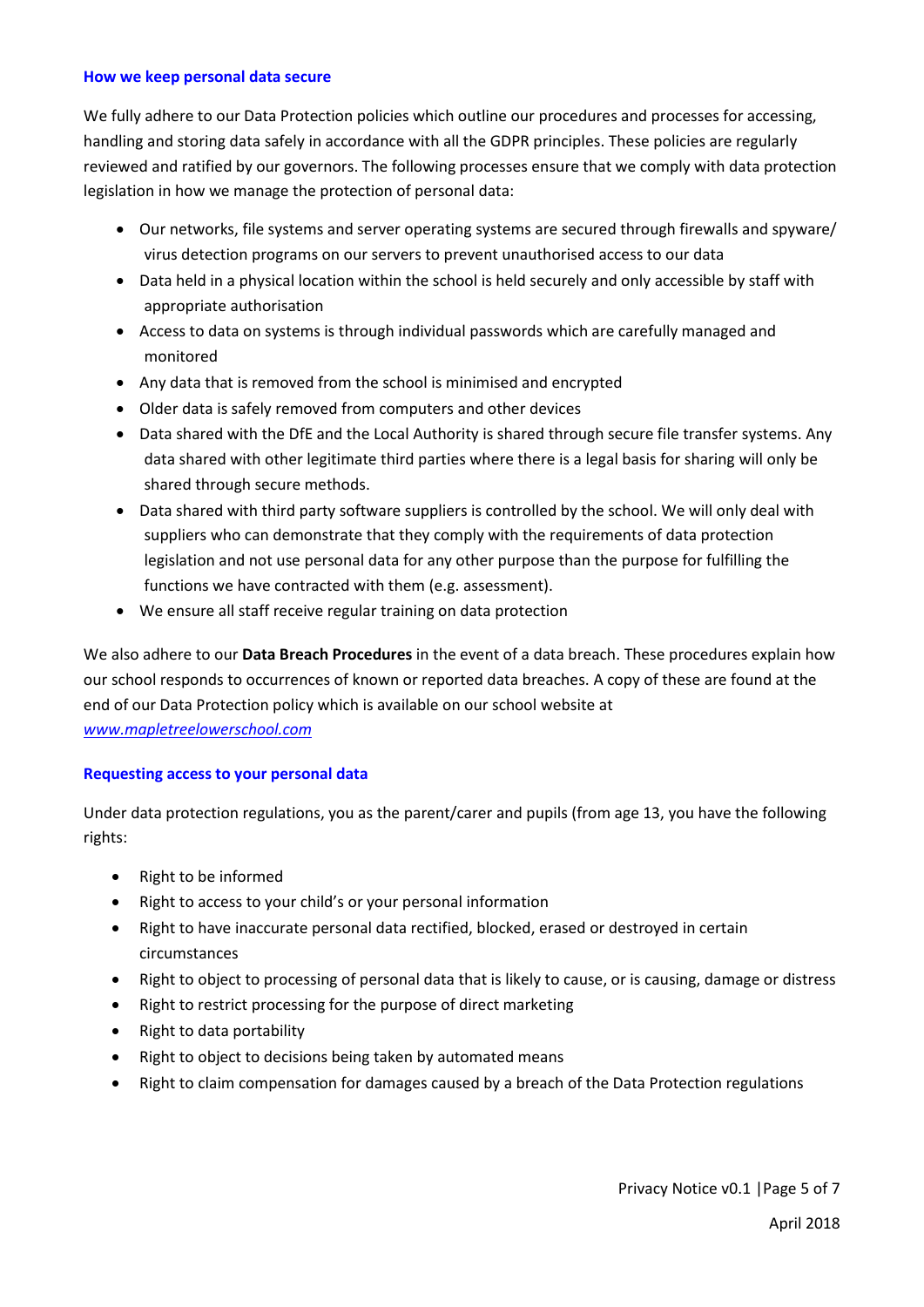### How we keep personal data secure

We fully adhere to our Data Protection policies which outline our procedures and processes for accessing, handling and storing data safely in accordance with all the GDPR principles. These policies are regularly reviewed and ratified by our governors. The following processes ensure that we comply with data protection legislation in how we manage the protection of personal data:

- Our networks, file systems and server operating systems are secured through firewalls and spyware/ virus detection programs on our servers to prevent unauthorised access to our data
- Data held in a physical location within the school is held securely and only accessible by staff with appropriate authorisation
- Access to data on systems is through individual passwords which are carefully managed and monitored
- Any data that is removed from the school is minimised and encrypted
- Older data is safely removed from computers and other devices
- Data shared with the DfE and the Local Authority is shared through secure file transfer systems. Any data shared with other legitimate third parties where there is a legal basis for sharing will only be shared through secure methods.
- Data shared with third party software suppliers is controlled by the school. We will only deal with suppliers who can demonstrate that they comply with the requirements of data protection legislation and not use personal data for any other purpose than the purpose for fulfilling the functions we have contracted with them (e.g. assessment).
- We ensure all staff receive regular training on data protection

We also adhere to our **Data Breach Procedures** in the event of a data breach. These procedures explain how our school responds to occurrences of known or reported data breaches. A copy of these are found at the end of our Data Protection policy which is available on our school website at *www.mapletreelowerschool.com*

### Requesting access to your personal data

Under data protection regulations, you as the parent/carer and pupils (from age 13, you have the following rights:

- Right to be informed
- Right to access to your child's or your personal information
- Right to have inaccurate personal data rectified, blocked, erased or destroyed in certain circumstances
- Right to object to processing of personal data that is likely to cause, or is causing, damage or distress
- Right to restrict processing for the purpose of direct marketing
- Right to data portability
- Right to object to decisions being taken by automated means
- Right to claim compensation for damages caused by a breach of the Data Protection regulations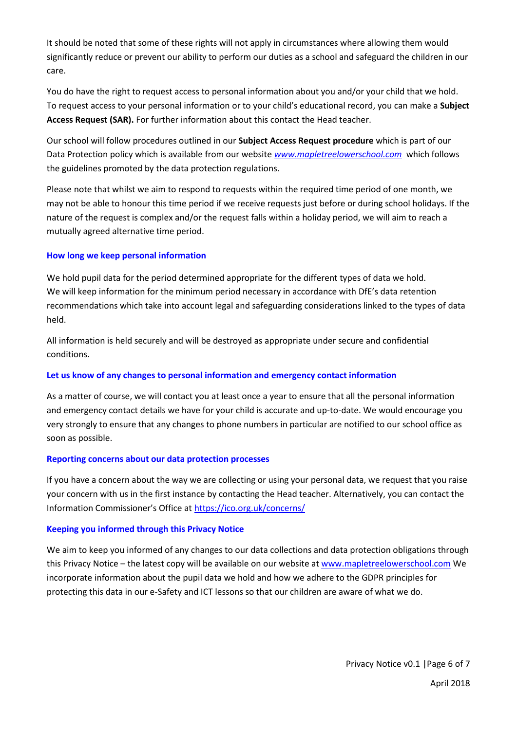It should be noted that some of these rights will not apply in circumstances where allowing them would significantly reduce or prevent our ability to perform our duties as a school and safeguard the children in our care.

You do have the right to request access to personal information about you and/or your child that we hold. To request access to your personal information or to your child's educational record, you can make a **Subject Access Request (SAR).** For further information about this contact the Head teacher.

Our school will follow procedures outlined in our **Subject Access Request procedure** which is part of our Data Protection policy which is available from our website *www.mapletreelowerschool.com* which follows the guidelines promoted by the data protection regulations.

Please note that whilst we aim to respond to requests within the required time period of one month, we may not be able to honour this time period if we receive requests just before or during school holidays. If the nature of the request is complex and/or the request falls within a holiday period, we will aim to reach a mutually agreed alternative time period.

## How long we keep personal information

We hold pupil data for the period determined appropriate for the different types of data we hold. We will keep information for the minimum period necessary in accordance with DfE's data retention recommendations which take into account legal and safeguarding considerations linked to the types of data held.

All information is held securely and will be destroyed as appropriate under secure and confidential conditions.

## Let us know of any changes to personal information and emergency contact information

As a matter of course, we will contact you at least once a year to ensure that all the personal information and emergency contact details we have for your child is accurate and up-to-date. We would encourage you very strongly to ensure that any changes to phone numbers in particular are notified to our school office as soon as possible.

## Reporting concerns about our data protection processes

If you have a concern about the way we are collecting or using your personal data, we request that you raise your concern with us in the first instance by contacting the Head teacher. Alternatively, you can contact the Information Commissioner's Office at https://ico.org.uk/concerns/

## Keeping you informed through this Privacy Notice

We aim to keep you informed of any changes to our data collections and data protection obligations through this Privacy Notice – the latest copy will be available on our website at www.mapletreelowerschool.com We incorporate information about the pupil data we hold and how we adhere to the GDPR principles for protecting this data in our e-Safety and ICT lessons so that our children are aware of what we do.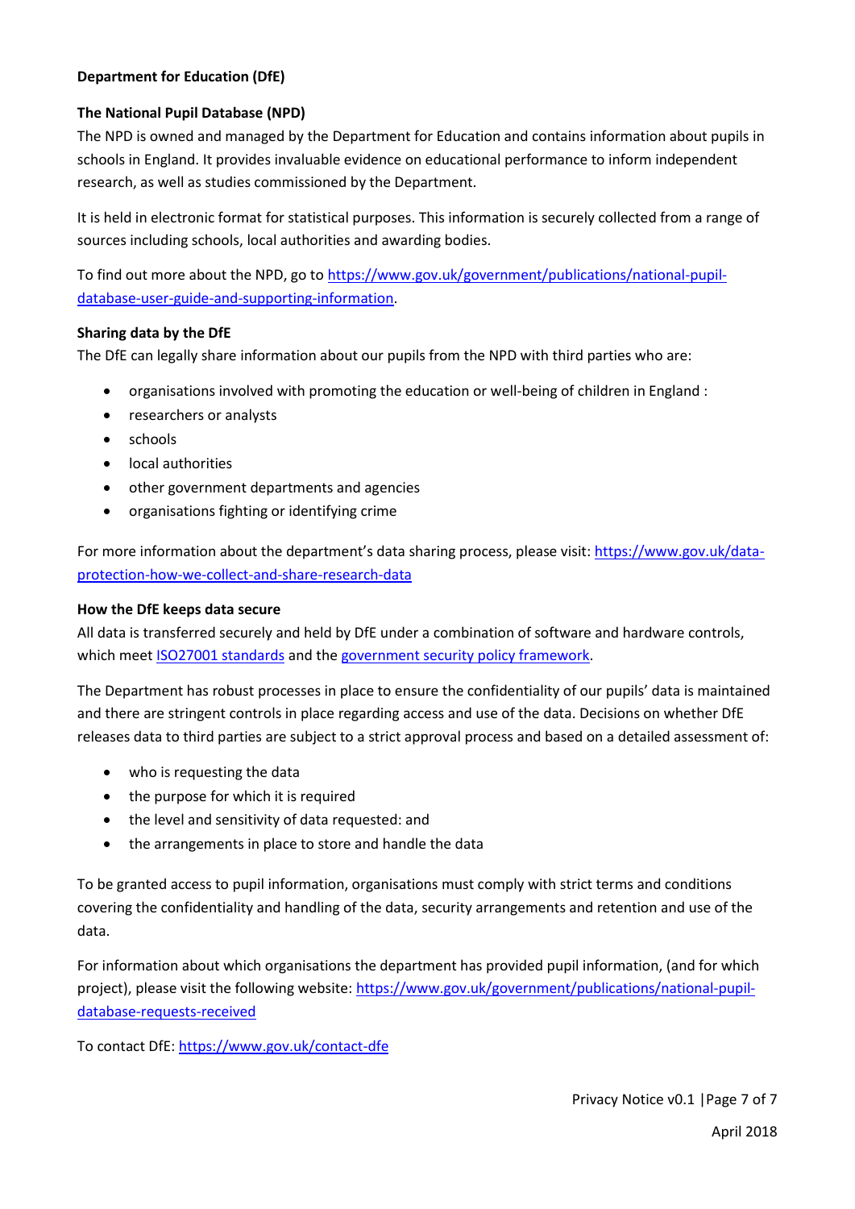**Department for Education (DfE)**

**The National Pupil Database (NPD)**

The NPD is owned and managed by the Department for Education and contains information about pupils in schools in England. It provides invaluable evidence on educational performance to inform independent research, as well as studies commissioned by the Department.

It is held in electronic format for statistical purposes. This information is securely collected from a range of sources including schools, local authorities and awarding bodies.

To find out more about the NPD, go to https://www.gov.uk/government/publications/national-pupil-database-user-guide-and-supporting-information.

**Sharing data by the DfE**

The DfE can legally share information about our pupils from the NPD with third parties who are:

- organisations involved with promoting the education or well-being of children in England :
- researchers or analysts
- schools
- local authorities
- other government departments and agencies
- organisations fighting or identifying crime

For more information about the department's data sharing process, please visit: https://www.gov.uk/data-protection-how-we-collect-and-share-research-data

**How the DfE keeps data secure**

All data is transferred securely and held by DfE under a combination of software and hardware controls, which meet ISO27001 standards and the government security policy framework.

The Department has robust processes in place to ensure the confidentiality of our pupils' data is maintained and there are stringent controls in place regarding access and use of the data. Decisions on whether DfE releases data to third parties are subject to a strict approval process and based on a detailed assessment of:

- who is requesting the data
- the purpose for which it is required
- the level and sensitivity of data requested: and
- the arrangements in place to store and handle the data

To be granted access to pupil information, organisations must comply with strict terms and conditions covering the confidentiality and handling of the data, security arrangements and retention and use of the data.

For information about which organisations the department has provided pupil information, (and for which project), please visit the following website: https://www.gov.uk/government/publications/national-pupil-database-requests-received

To contact DfE: https://www.gov.uk/contact-dfe